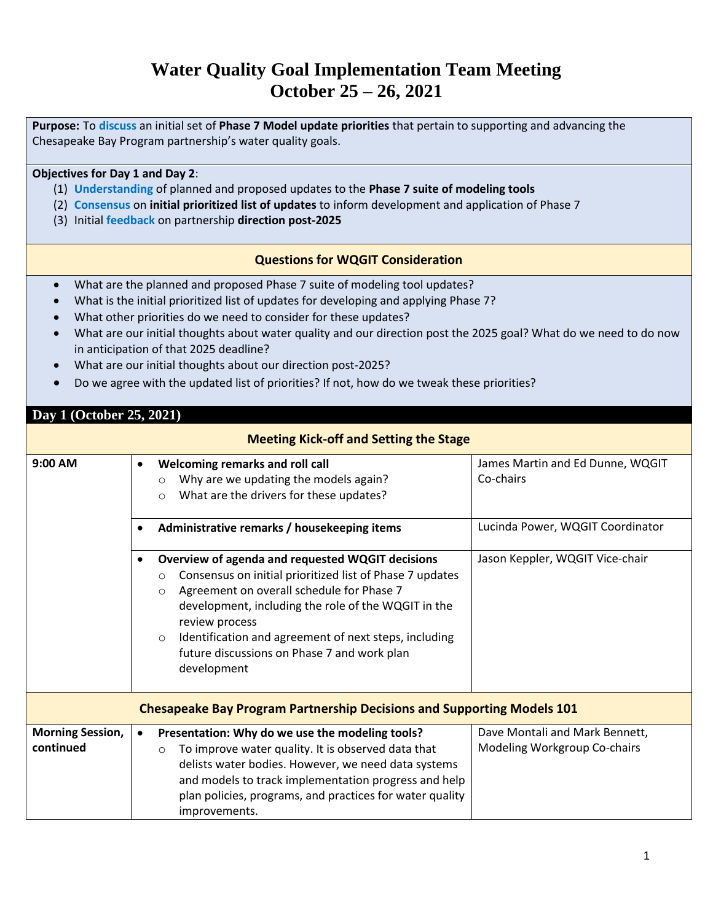# Water Quality Goal Implementation Team Meeting
# October 25 – 26, 2021

**Purpose:** To **discuss** an initial set of **Phase 7 Model update priorities** that pertain to supporting and advancing the Chesapeake Bay Program partnership's water quality goals.

**Objectives for Day 1 and Day 2**:

1. **Understanding** of planned and proposed updates to the **Phase 7 suite of modeling tools**
2. **Consensus** on **initial prioritized list of updates** to inform development and application of Phase 7
3. Initial **feedback** on partnership **direction post-2025**

### Questions for WQGIT Consideration

- What are the planned and proposed Phase 7 suite of modeling tool updates?
- What is the initial prioritized list of updates for developing and applying Phase 7?
- What other priorities do we need to consider for these updates?
- What are our initial thoughts about water quality and our direction post the 2025 goal? What do we need to do now in anticipation of that 2025 deadline?
- What are our initial thoughts about our direction post-2025?
- Do we agree with the updated list of priorities? If not, how do we tweak these priorities?

## Day 1 (October 25, 2021)

### Meeting Kick-off and Setting the Stage

| Time | Item | Presenter |
|---|---|---|
| 9:00 AM | • **Welcoming remarks and roll call**<br>○ Why are we updating the models again?<br>○ What are the drivers for these updates? | James Martin and Ed Dunne, WQGIT Co-chairs |
| | • **Administrative remarks / housekeeping items** | Lucinda Power, WQGIT Coordinator |
| | • **Overview of agenda and requested WQGIT decisions**<br>○ Consensus on initial prioritized list of Phase 7 updates<br>○ Agreement on overall schedule for Phase 7 development, including the role of the WQGIT in the review process<br>○ Identification and agreement of next steps, including future discussions on Phase 7 and work plan development | Jason Keppler, WQGIT Vice-chair |

### Chesapeake Bay Program Partnership Decisions and Supporting Models 101

| Time | Item | Presenter |
|---|---|---|
| Morning Session, continued | • **Presentation: Why do we use the modeling tools?**<br>○ To improve water quality. It is observed data that delists water bodies. However, we need data systems and models to track implementation progress and help plan policies, programs, and practices for water quality improvements. | Dave Montali and Mark Bennett, Modeling Workgroup Co-chairs |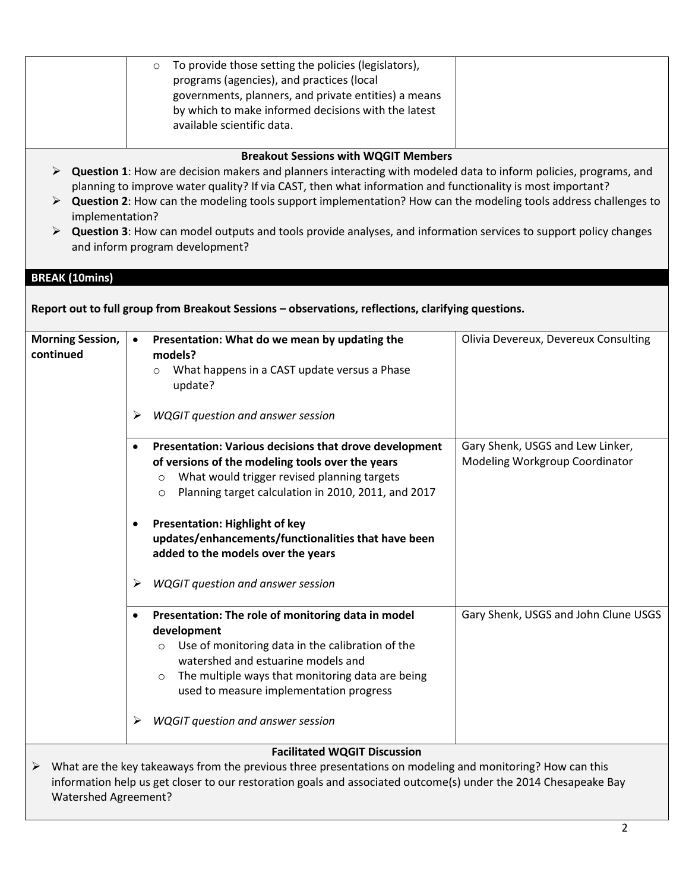| | | |
|---|---|---|
| | o To provide those setting the policies (legislators), programs (agencies), and practices (local governments, planners, and private entities) a means by which to make informed decisions with the latest available scientific data. | |

**Breakout Sessions with WQGIT Members**

- **Question 1**: How are decision makers and planners interacting with modeled data to inform policies, programs, and planning to improve water quality? If via CAST, then what information and functionality is most important?
- **Question 2**: How can the modeling tools support implementation? How can the modeling tools address challenges to implementation?
- **Question 3**: How can model outputs and tools provide analyses, and information services to support policy changes and inform program development?

**BREAK (10mins)**

**Report out to full group from Breakout Sessions – observations, reflections, clarifying questions.**

| | | |
|---|---|---|
| **Morning Session, continued** | • **Presentation: What do we mean by updating the models?**<br>o What happens in a CAST update versus a Phase update?<br><br>➢ *WQGIT question and answer session* | Olivia Devereux, Devereux Consulting |
| | • **Presentation: Various decisions that drove development of versions of the modeling tools over the years**<br>o What would trigger revised planning targets<br>o Planning target calculation in 2010, 2011, and 2017<br><br>• **Presentation: Highlight of key updates/enhancements/functionalities that have been added to the models over the years**<br><br>➢ *WQGIT question and answer session* | Gary Shenk, USGS and Lew Linker, Modeling Workgroup Coordinator |
| | • **Presentation: The role of monitoring data in model development**<br>o Use of monitoring data in the calibration of the watershed and estuarine models and<br>o The multiple ways that monitoring data are being used to measure implementation progress<br><br>➢ *WQGIT question and answer session* | Gary Shenk, USGS and John Clune USGS |

**Facilitated WQGIT Discussion**

- What are the key takeaways from the previous three presentations on modeling and monitoring? How can this information help us get closer to our restoration goals and associated outcome(s) under the 2014 Chesapeake Bay Watershed Agreement?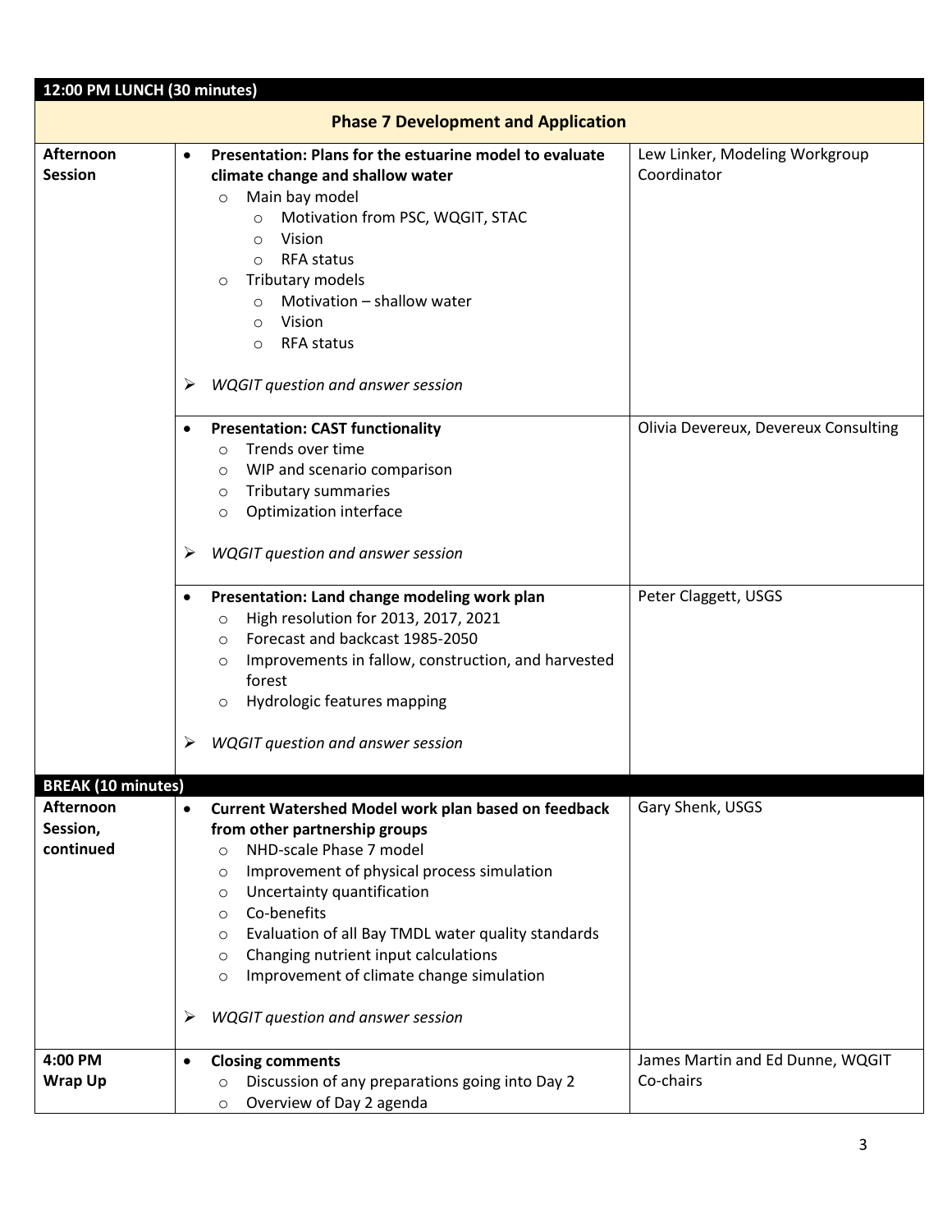| 12:00 PM LUNCH (30 minutes) | | |
|---|---|---|
| **Phase 7 Development and Application** | | |
| **Afternoon Session** | • **Presentation: Plans for the estuarine model to evaluate climate change and shallow water**<br>  ○ Main bay model<br>    ○ Motivation from PSC, WQGIT, STAC<br>    ○ Vision<br>    ○ RFA status<br>  ○ Tributary models<br>    ○ Motivation – shallow water<br>    ○ Vision<br>    ○ RFA status<br><br>➢ *WQGIT question and answer session* | Lew Linker, Modeling Workgroup Coordinator |
| | • **Presentation: CAST functionality**<br>  ○ Trends over time<br>  ○ WIP and scenario comparison<br>  ○ Tributary summaries<br>  ○ Optimization interface<br><br>➢ *WQGIT question and answer session* | Olivia Devereux, Devereux Consulting |
| | • **Presentation: Land change modeling work plan**<br>  ○ High resolution for 2013, 2017, 2021<br>  ○ Forecast and backcast 1985-2050<br>  ○ Improvements in fallow, construction, and harvested forest<br>  ○ Hydrologic features mapping<br><br>➢ *WQGIT question and answer session* | Peter Claggett, USGS |
| **BREAK (10 minutes)** | | |
| **Afternoon Session, continued** | • **Current Watershed Model work plan based on feedback from other partnership groups**<br>  ○ NHD-scale Phase 7 model<br>  ○ Improvement of physical process simulation<br>  ○ Uncertainty quantification<br>  ○ Co-benefits<br>  ○ Evaluation of all Bay TMDL water quality standards<br>  ○ Changing nutrient input calculations<br>  ○ Improvement of climate change simulation<br><br>➢ *WQGIT question and answer session* | Gary Shenk, USGS |
| **4:00 PM Wrap Up** | • **Closing comments**<br>  ○ Discussion of any preparations going into Day 2<br>  ○ Overview of Day 2 agenda | James Martin and Ed Dunne, WQGIT Co-chairs |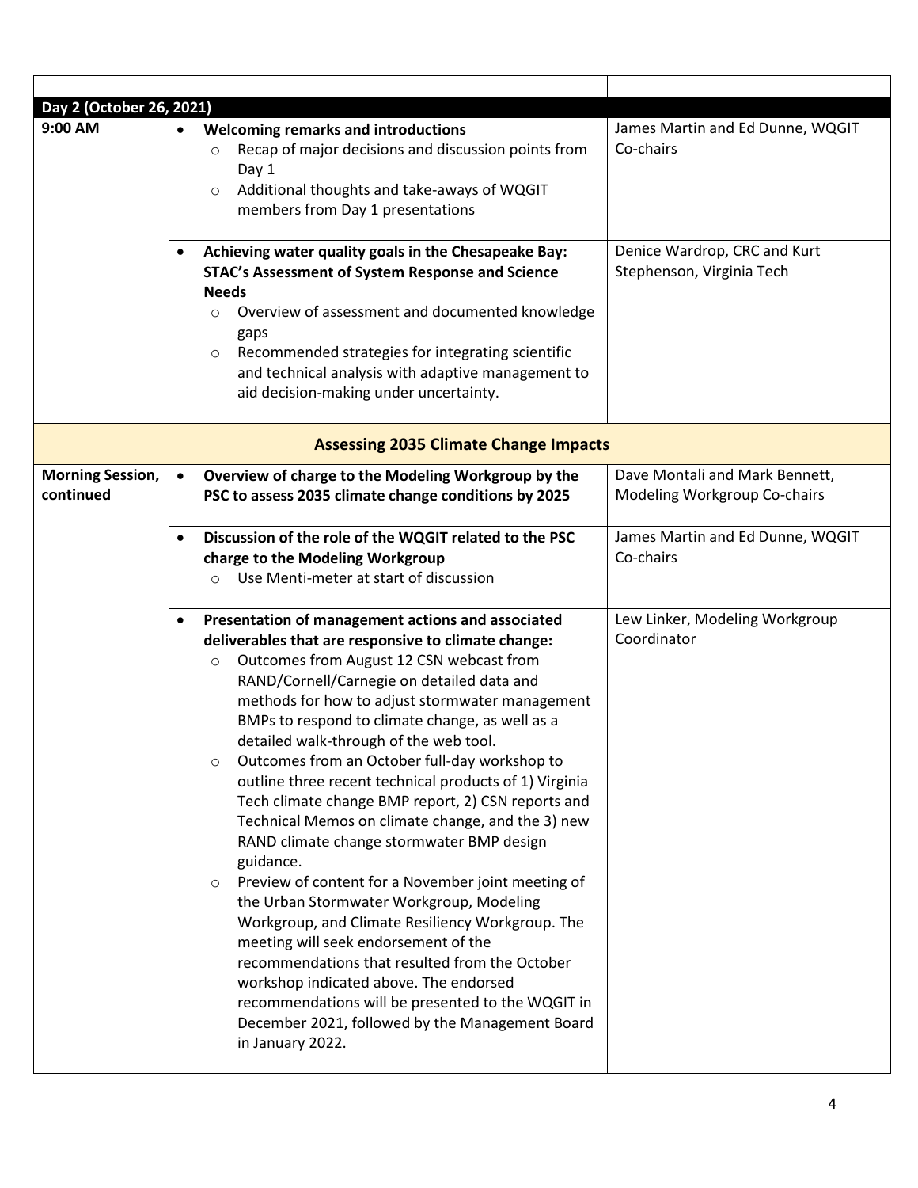| | | |
|---|---|---|
| **Day 2 (October 26, 2021)** | | |
| **9:00 AM** | • **Welcoming remarks and introductions**<br>  ○ Recap of major decisions and discussion points from Day 1<br>  ○ Additional thoughts and take-aways of WQGIT members from Day 1 presentations | James Martin and Ed Dunne, WQGIT Co-chairs |
| | • **Achieving water quality goals in the Chesapeake Bay: STAC's Assessment of System Response and Science Needs**<br>  ○ Overview of assessment and documented knowledge gaps<br>  ○ Recommended strategies for integrating scientific and technical analysis with adaptive management to aid decision-making under uncertainty. | Denice Wardrop, CRC and Kurt Stephenson, Virginia Tech |
| **Assessing 2035 Climate Change Impacts** | | |
| **Morning Session, continued** | • **Overview of charge to the Modeling Workgroup by the PSC to assess 2035 climate change conditions by 2025** | Dave Montali and Mark Bennett, Modeling Workgroup Co-chairs |
| | • **Discussion of the role of the WQGIT related to the PSC charge to the Modeling Workgroup**<br>  ○ Use Menti-meter at start of discussion | James Martin and Ed Dunne, WQGIT Co-chairs |
| | • **Presentation of management actions and associated deliverables that are responsive to climate change:**<br>  ○ Outcomes from August 12 CSN webcast from RAND/Cornell/Carnegie on detailed data and methods for how to adjust stormwater management BMPs to respond to climate change, as well as a detailed walk-through of the web tool.<br>  ○ Outcomes from an October full-day workshop to outline three recent technical products of 1) Virginia Tech climate change BMP report, 2) CSN reports and Technical Memos on climate change, and the 3) new RAND climate change stormwater BMP design guidance.<br>  ○ Preview of content for a November joint meeting of the Urban Stormwater Workgroup, Modeling Workgroup, and Climate Resiliency Workgroup. The meeting will seek endorsement of the recommendations that resulted from the October workshop indicated above. The endorsed recommendations will be presented to the WQGIT in December 2021, followed by the Management Board in January 2022. | Lew Linker, Modeling Workgroup Coordinator |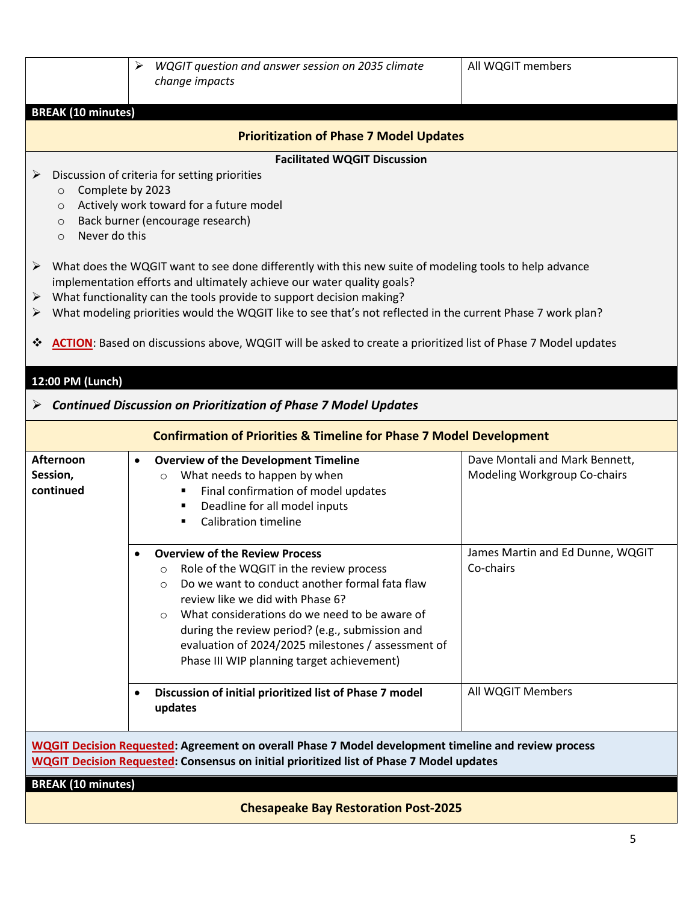| | | |
|---|---|---|
| | ➢ *WQGIT question and answer session on 2035 climate change impacts* | All WQGIT members |

**BREAK (10 minutes)**

### Prioritization of Phase 7 Model Updates

**Facilitated WQGIT Discussion**

- Discussion of criteria for setting priorities
  - Complete by 2023
  - Actively work toward for a future model
  - Back burner (encourage research)
  - Never do this

- What does the WQGIT want to see done differently with this new suite of modeling tools to help advance implementation efforts and ultimately achieve our water quality goals?
- What functionality can the tools provide to support decision making?
- What modeling priorities would the WQGIT like to see that's not reflected in the current Phase 7 work plan?

❖ **ACTION**: Based on discussions above, WQGIT will be asked to create a prioritized list of Phase 7 Model updates

**12:00 PM (Lunch)**

- ***Continued Discussion on Prioritization of Phase 7 Model Updates***

### Confirmation of Priorities & Timeline for Phase 7 Model Development

| | | |
|---|---|---|
| **Afternoon Session, continued** | • **Overview of the Development Timeline**<br>○ What needs to happen by when<br>▪ Final confirmation of model updates<br>▪ Deadline for all model inputs<br>▪ Calibration timeline | Dave Montali and Mark Bennett, Modeling Workgroup Co-chairs |
| | • **Overview of the Review Process**<br>○ Role of the WQGIT in the review process<br>○ Do we want to conduct another formal fata flaw review like we did with Phase 6?<br>○ What considerations do we need to be aware of during the review period? (e.g., submission and evaluation of 2024/2025 milestones / assessment of Phase III WIP planning target achievement) | James Martin and Ed Dunne, WQGIT Co-chairs |
| | • **Discussion of initial prioritized list of Phase 7 model updates** | All WQGIT Members |

**WQGIT Decision Requested: Agreement on overall Phase 7 Model development timeline and review process**
**WQGIT Decision Requested: Consensus on initial prioritized list of Phase 7 Model updates**

**BREAK (10 minutes)**

### Chesapeake Bay Restoration Post-2025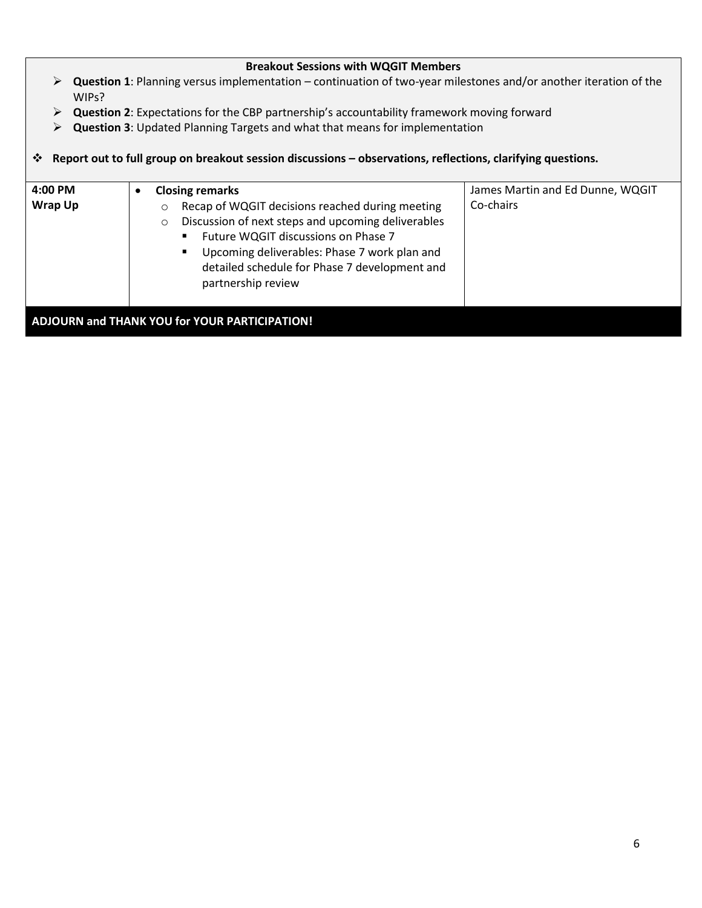**Breakout Sessions with WQGIT Members**

- **Question 1**: Planning versus implementation – continuation of two-year milestones and/or another iteration of the WIPs?
- **Question 2**: Expectations for the CBP partnership's accountability framework moving forward
- **Question 3**: Updated Planning Targets and what that means for implementation

- **Report out to full group on breakout session discussions – observations, reflections, clarifying questions.**

| | | |
|---|---|---|
| **4:00 PM**<br>**Wrap Up** | • **Closing remarks**<br>  ○ Recap of WQGIT decisions reached during meeting<br>  ○ Discussion of next steps and upcoming deliverables<br>    ▪ Future WQGIT discussions on Phase 7<br>    ▪ Upcoming deliverables: Phase 7 work plan and detailed schedule for Phase 7 development and partnership review | James Martin and Ed Dunne, WQGIT Co-chairs |

**ADJOURN and THANK YOU for YOUR PARTICIPATION!**